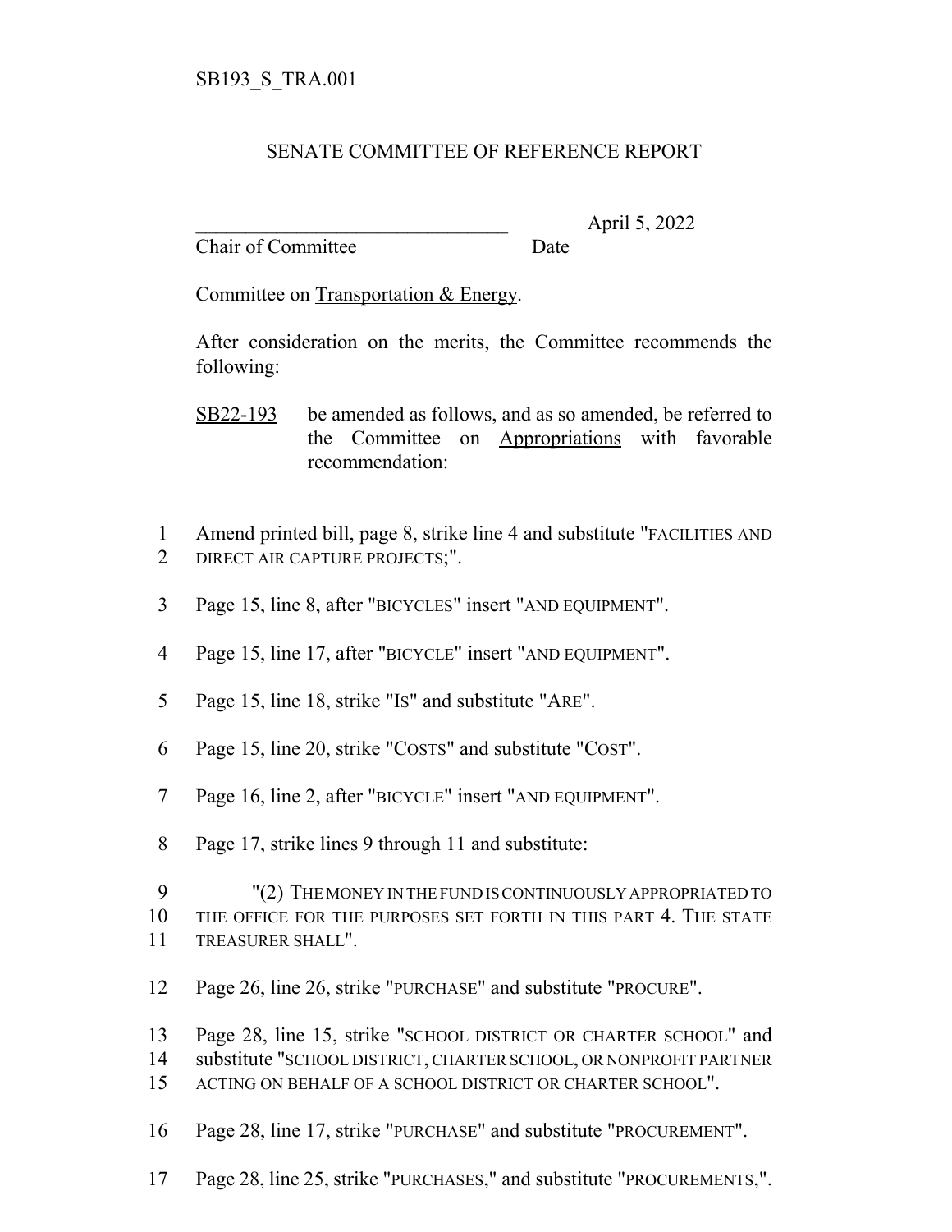SB193_S_TRA.001

SENATE COMMITTEE OF REFERENCE REPORT

________________________________ April 5, 2022
Chair of Committee Date

Committee on Transportation & Energy.

After consideration on the merits, the Committee recommends the following:

SB22-193 be amended as follows, and as so amended, be referred to the Committee on Appropriations with favorable recommendation:

1 Amend printed bill, page 8, strike line 4 and substitute "FACILITIES AND
2 DIRECT AIR CAPTURE PROJECTS;".

3 Page 15, line 8, after "BICYCLES" insert "AND EQUIPMENT".

4 Page 15, line 17, after "BICYCLE" insert "AND EQUIPMENT".

5 Page 15, line 18, strike "IS" and substitute "ARE".

6 Page 15, line 20, strike "COSTS" and substitute "COST".

7 Page 16, line 2, after "BICYCLE" insert "AND EQUIPMENT".

8 Page 17, strike lines 9 through 11 and substitute:

9 "(2) THE MONEY IN THE FUND IS CONTINUOUSLY APPROPRIATED TO
10 THE OFFICE FOR THE PURPOSES SET FORTH IN THIS PART 4. THE STATE
11 TREASURER SHALL".

12 Page 26, line 26, strike "PURCHASE" and substitute "PROCURE".

13 Page 28, line 15, strike "SCHOOL DISTRICT OR CHARTER SCHOOL" and
14 substitute "SCHOOL DISTRICT, CHARTER SCHOOL, OR NONPROFIT PARTNER
15 ACTING ON BEHALF OF A SCHOOL DISTRICT OR CHARTER SCHOOL".

16 Page 28, line 17, strike "PURCHASE" and substitute "PROCUREMENT".

17 Page 28, line 25, strike "PURCHASES," and substitute "PROCUREMENTS,".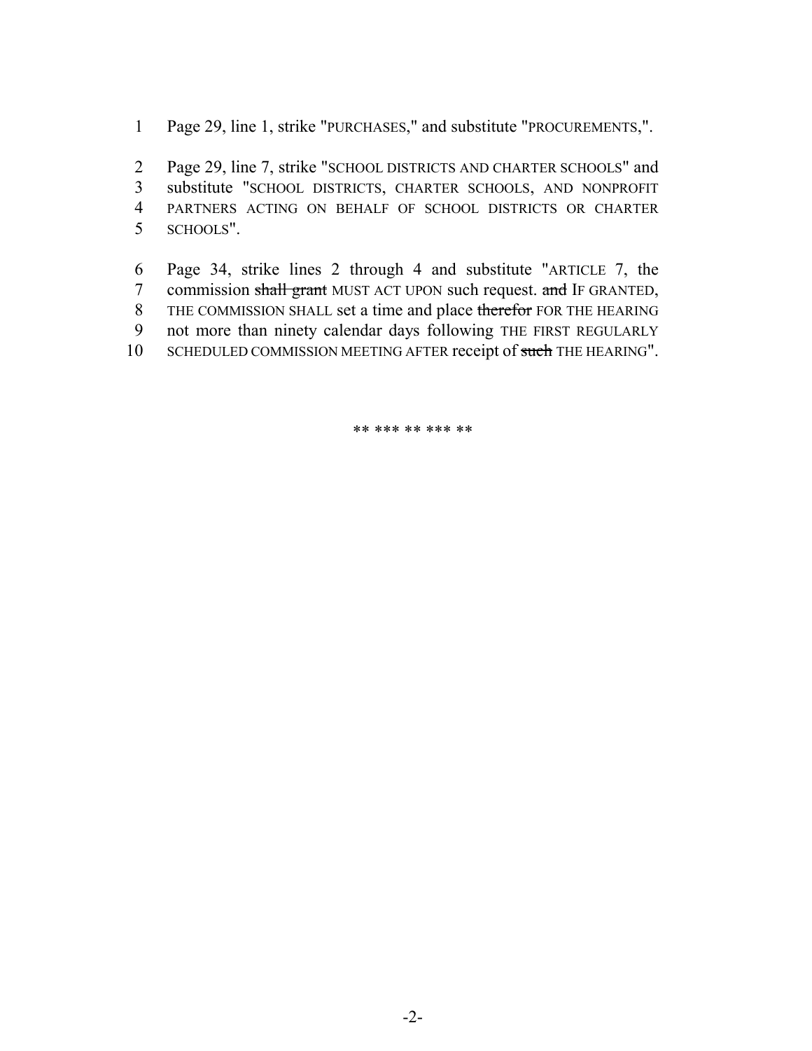1 Page 29, line 1, strike "PURCHASES," and substitute "PROCUREMENTS,".

2 Page 29, line 7, strike "SCHOOL DISTRICTS AND CHARTER SCHOOLS" and
3 substitute "SCHOOL DISTRICTS, CHARTER SCHOOLS, AND NONPROFIT
4 PARTNERS ACTING ON BEHALF OF SCHOOL DISTRICTS OR CHARTER
5 SCHOOLS".

6 Page 34, strike lines 2 through 4 and substitute "ARTICLE 7, the
7 commission ~~shall grant~~ MUST ACT UPON such request. ~~and~~ IF GRANTED,
8 THE COMMISSION SHALL set a time and place ~~therefor~~ FOR THE HEARING
9 not more than ninety calendar days following THE FIRST REGULARLY
10 SCHEDULED COMMISSION MEETING AFTER receipt of ~~such~~ THE HEARING".

** *** ** *** **